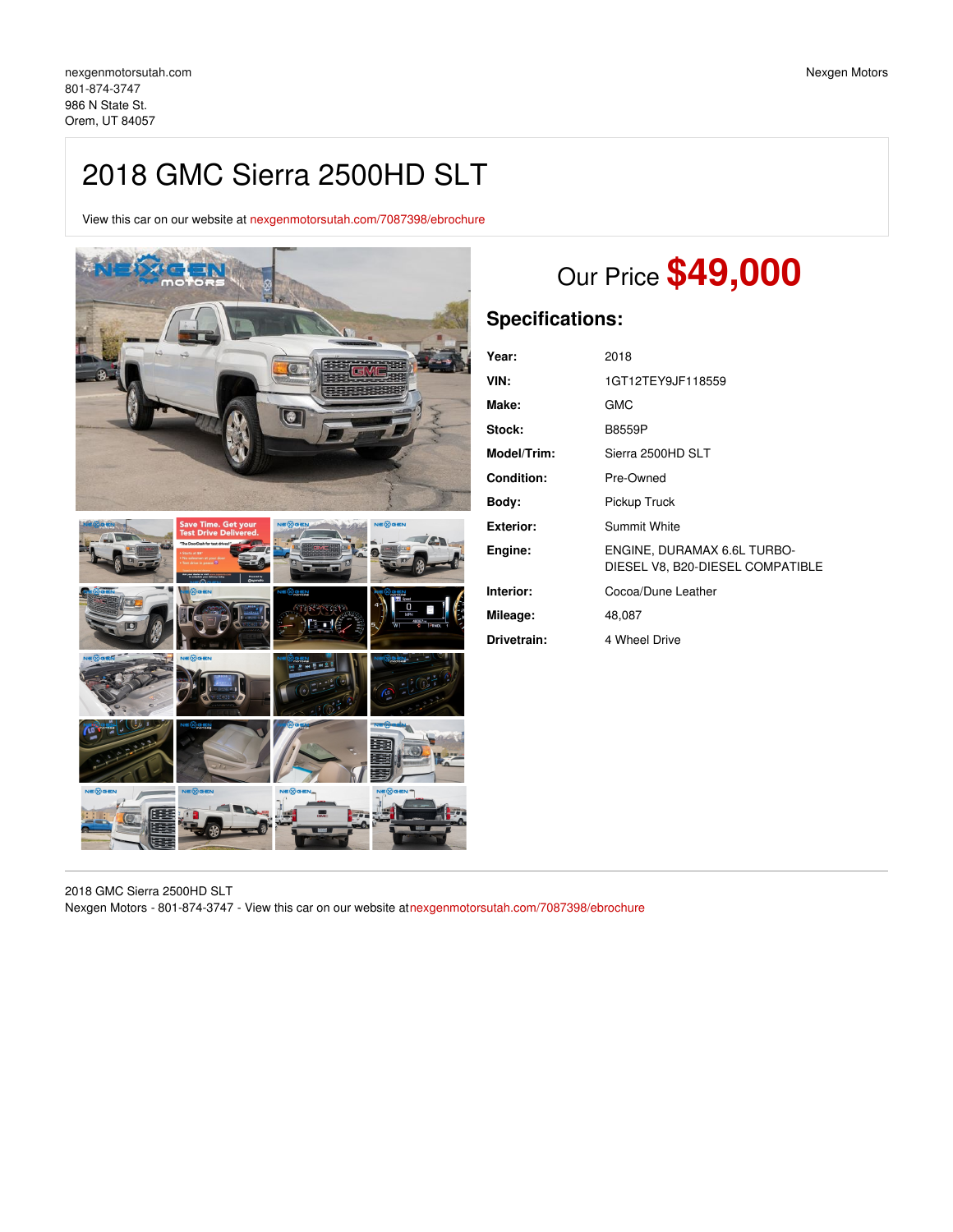nexgenmotorsutah.com
801-874-3747
986 N State St.
Orem, UT 84057

Nexgen Motors

# 2018 GMC Sierra 2500HD SLT

View this car on our website at nexgenmotorsutah.com/7087398/ebrochure

## Our Price **$49,000**

## Specifications:

| | |
|---|---|
| **Year:** | 2018 |
| **VIN:** | 1GT12TEY9JF118559 |
| **Make:** | GMC |
| **Stock:** | B8559P |
| **Model/Trim:** | Sierra 2500HD SLT |
| **Condition:** | Pre-Owned |
| **Body:** | Pickup Truck |
| **Exterior:** | Summit White |
| **Engine:** | ENGINE, DURAMAX 6.6L TURBO-DIESEL V8, B20-DIESEL COMPATIBLE |
| **Interior:** | Cocoa/Dune Leather |
| **Mileage:** | 48,087 |
| **Drivetrain:** | 4 Wheel Drive |

2018 GMC Sierra 2500HD SLT
Nexgen Motors - 801-874-3747 - View this car on our website at nexgenmotorsutah.com/7087398/ebrochure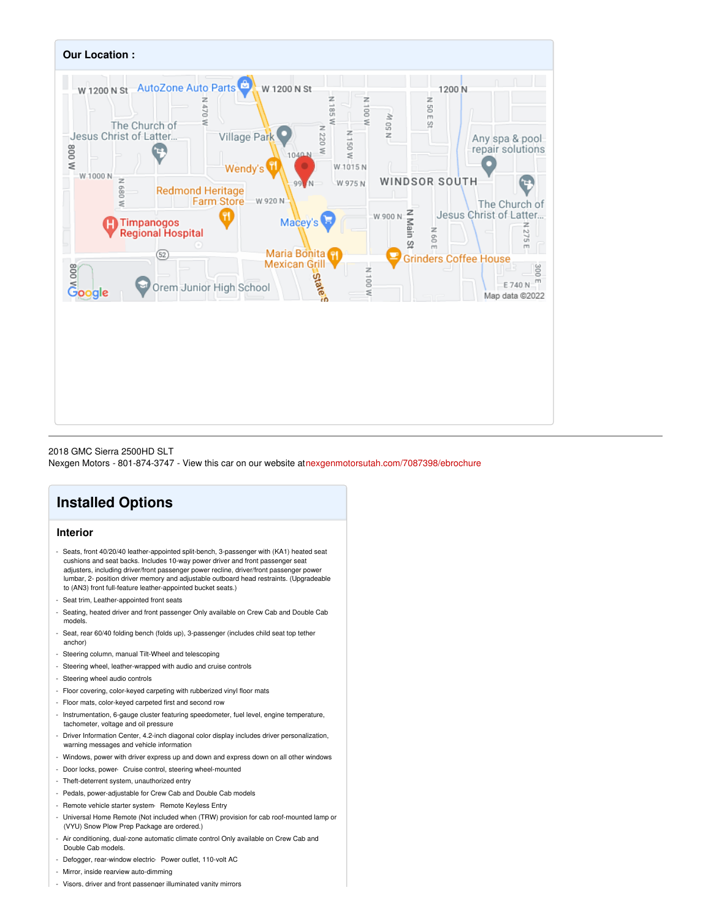## Our Location :

2018 GMC Sierra 2500HD SLT
Nexgen Motors - 801-874-3747 - View this car on our website at nexgenmotorsutah.com/7087398/ebrochure

## Installed Options

### Interior

- Seats, front 40/20/40 leather-appointed split-bench, 3-passenger with (KA1) heated seat cushions and seat backs. Includes 10-way power driver and front passenger seat adjusters, including driver/front passenger power recline, driver/front passenger power lumbar, 2- position driver memory and adjustable outboard head restraints. (Upgradeable to (AN3) front full-feature leather-appointed bucket seats.)
- Seat trim, Leather-appointed front seats
- Seating, heated driver and front passenger Only available on Crew Cab and Double Cab models.
- Seat, rear 60/40 folding bench (folds up), 3-passenger (includes child seat top tether anchor)
- Steering column, manual Tilt-Wheel and telescoping
- Steering wheel, leather-wrapped with audio and cruise controls
- Steering wheel audio controls
- Floor covering, color-keyed carpeting with rubberized vinyl floor mats
- Floor mats, color-keyed carpeted first and second row
- Instrumentation, 6-gauge cluster featuring speedometer, fuel level, engine temperature, tachometer, voltage and oil pressure
- Driver Information Center, 4.2-inch diagonal color display includes driver personalization, warning messages and vehicle information
- Windows, power with driver express up and down and express down on all other windows
- Door locks, power- Cruise control, steering wheel-mounted
- Theft-deterrent system, unauthorized entry
- Pedals, power-adjustable for Crew Cab and Double Cab models
- Remote vehicle starter system- Remote Keyless Entry
- Universal Home Remote (Not included when (TRW) provision for cab roof-mounted lamp or (VYU) Snow Plow Prep Package are ordered.)
- Air conditioning, dual-zone automatic climate control Only available on Crew Cab and Double Cab models.
- Defogger, rear-window electric- Power outlet, 110-volt AC
- Mirror, inside rearview auto-dimming
- Visors, driver and front passenger illuminated vanity mirrors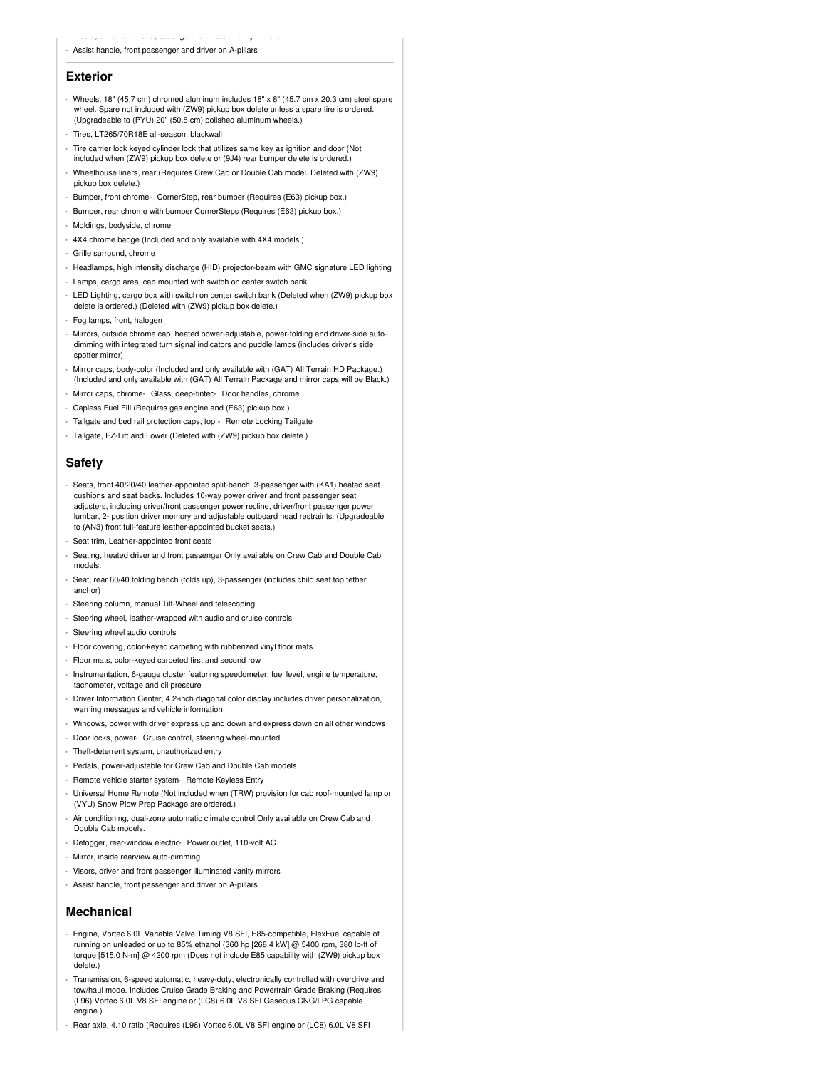- Assist handle, front passenger and driver on A-pillars

## Exterior

- Wheels, 18" (45.7 cm) chromed aluminum includes 18" x 8" (45.7 cm x 20.3 cm) steel spare wheel. Spare not included with (ZW9) pickup box delete unless a spare tire is ordered. (Upgradeable to (PYU) 20" (50.8 cm) polished aluminum wheels.)
- Tires, LT265/70R18E all-season, blackwall
- Tire carrier lock keyed cylinder lock that utilizes same key as ignition and door (Not included when (ZW9) pickup box delete or (9J4) rear bumper delete is ordered.)
- Wheelhouse liners, rear (Requires Crew Cab or Double Cab model. Deleted with (ZW9) pickup box delete.)
- Bumper, front chrome- CornerStep, rear bumper (Requires (E63) pickup box.)
- Bumper, rear chrome with bumper CornerSteps (Requires (E63) pickup box.)
- Moldings, bodyside, chrome
- 4X4 chrome badge (Included and only available with 4X4 models.)
- Grille surround, chrome
- Headlamps, high intensity discharge (HID) projector-beam with GMC signature LED lighting
- Lamps, cargo area, cab mounted with switch on center switch bank
- LED Lighting, cargo box with switch on center switch bank (Deleted when (ZW9) pickup box delete is ordered.) (Deleted with (ZW9) pickup box delete.)
- Fog lamps, front, halogen
- Mirrors, outside chrome cap, heated power-adjustable, power-folding and driver-side auto-dimming with integrated turn signal indicators and puddle lamps (includes driver's side spotter mirror)
- Mirror caps, body-color (Included and only available with (GAT) All Terrain HD Package.) (Included and only available with (GAT) All Terrain Package and mirror caps will be Black.)
- Mirror caps, chrome- Glass, deep-tinted- Door handles, chrome
- Capless Fuel Fill (Requires gas engine and (E63) pickup box.)
- Tailgate and bed rail protection caps, top - Remote Locking Tailgate
- Tailgate, EZ-Lift and Lower (Deleted with (ZW9) pickup box delete.)

## Safety

- Seats, front 40/20/40 leather-appointed split-bench, 3-passenger with (KA1) heated seat cushions and seat backs. Includes 10-way power driver and front passenger seat adjusters, including driver/front passenger power recline, driver/front passenger power lumbar, 2- position driver memory and adjustable outboard head restraints. (Upgradeable to (AN3) front full-feature leather-appointed bucket seats.)
- Seat trim, Leather-appointed front seats
- Seating, heated driver and front passenger Only available on Crew Cab and Double Cab models.
- Seat, rear 60/40 folding bench (folds up), 3-passenger (includes child seat top tether anchor)
- Steering column, manual Tilt-Wheel and telescoping
- Steering wheel, leather-wrapped with audio and cruise controls
- Steering wheel audio controls
- Floor covering, color-keyed carpeting with rubberized vinyl floor mats
- Floor mats, color-keyed carpeted first and second row
- Instrumentation, 6-gauge cluster featuring speedometer, fuel level, engine temperature, tachometer, voltage and oil pressure
- Driver Information Center, 4.2-inch diagonal color display includes driver personalization, warning messages and vehicle information
- Windows, power with driver express up and down and express down on all other windows
- Door locks, power- Cruise control, steering wheel-mounted
- Theft-deterrent system, unauthorized entry
- Pedals, power-adjustable for Crew Cab and Double Cab models
- Remote vehicle starter system- Remote Keyless Entry
- Universal Home Remote (Not included when (TRW) provision for cab roof-mounted lamp or (VYU) Snow Plow Prep Package are ordered.)
- Air conditioning, dual-zone automatic climate control Only available on Crew Cab and Double Cab models.
- Defogger, rear-window electric- Power outlet, 110-volt AC
- Mirror, inside rearview auto-dimming
- Visors, driver and front passenger illuminated vanity mirrors
- Assist handle, front passenger and driver on A-pillars

## Mechanical

- Engine, Vortec 6.0L Variable Valve Timing V8 SFI, E85-compatible, FlexFuel capable of running on unleaded or up to 85% ethanol (360 hp [268.4 kW] @ 5400 rpm, 380 lb-ft of torque [515.0 N-m] @ 4200 rpm (Does not include E85 capability with (ZW9) pickup box delete.)
- Transmission, 6-speed automatic, heavy-duty, electronically controlled with overdrive and tow/haul mode. Includes Cruise Grade Braking and Powertrain Grade Braking (Requires (L96) Vortec 6.0L V8 SFI engine or (LC8) 6.0L V8 SFI Gaseous CNG/LPG capable engine.)
- Rear axle, 4.10 ratio (Requires (L96) Vortec 6.0L V8 SFI engine or (LC8) 6.0L V8 SFI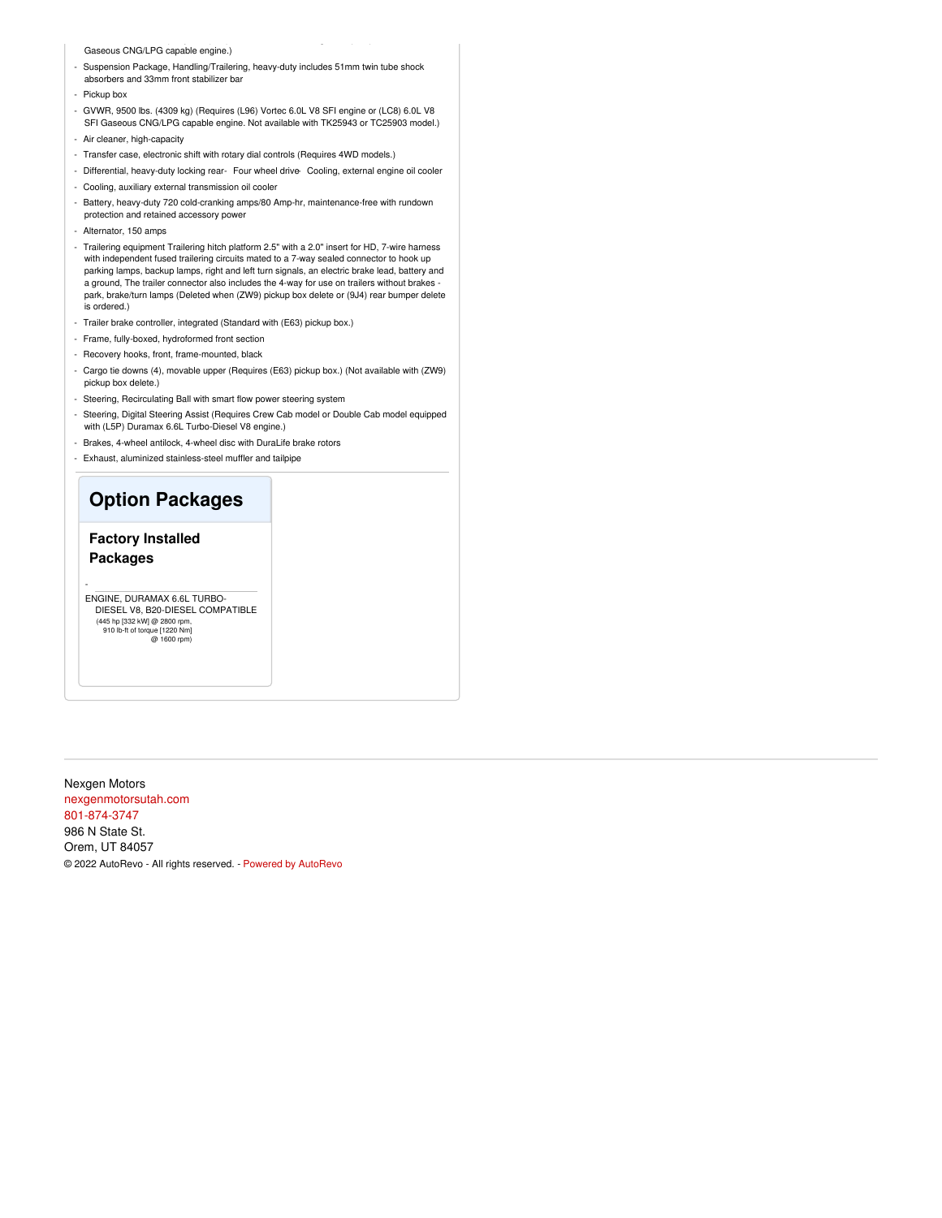Gaseous CNG/LPG capable engine.)

- Suspension Package, Handling/Trailering, heavy-duty includes 51mm twin tube shock absorbers and 33mm front stabilizer bar
- Pickup box
- GVWR, 9500 lbs. (4309 kg) (Requires (L96) Vortec 6.0L V8 SFI engine or (LC8) 6.0L V8 SFI Gaseous CNG/LPG capable engine. Not available with TK25943 or TC25903 model.)
- Air cleaner, high-capacity
- Transfer case, electronic shift with rotary dial controls (Requires 4WD models.)
- Differential, heavy-duty locking rear
- Four wheel drive
- Cooling, external engine oil cooler
- Cooling, auxiliary external transmission oil cooler
- Battery, heavy-duty 720 cold-cranking amps/80 Amp-hr, maintenance-free with rundown protection and retained accessory power
- Alternator, 150 amps
- Trailering equipment Trailering hitch platform 2.5" with a 2.0" insert for HD, 7-wire harness with independent fused trailering circuits mated to a 7-way sealed connector to hook up parking lamps, backup lamps, right and left turn signals, an electric brake lead, battery and a ground, The trailer connector also includes the 4-way for use on trailers without brakes - park, brake/turn lamps (Deleted when (ZW9) pickup box delete or (9J4) rear bumper delete is ordered.)
- Trailer brake controller, integrated (Standard with (E63) pickup box.)
- Frame, fully-boxed, hydroformed front section
- Recovery hooks, front, frame-mounted, black
- Cargo tie downs (4), movable upper (Requires (E63) pickup box.) (Not available with (ZW9) pickup box delete.)
- Steering, Recirculating Ball with smart flow power steering system
- Steering, Digital Steering Assist (Requires Crew Cab model or Double Cab model equipped with (L5P) Duramax 6.6L Turbo-Diesel V8 engine.)
- Brakes, 4-wheel antilock, 4-wheel disc with DuraLife brake rotors
- Exhaust, aluminized stainless-steel muffler and tailpipe

## Option Packages

### Factory Installed Packages

- ENGINE, DURAMAX 6.6L TURBO-DIESEL V8, B20-DIESEL COMPATIBLE (445 hp [332 kW] @ 2800 rpm, 910 lb-ft of torque [1220 Nm] @ 1600 rpm)

Nexgen Motors
nexgenmotorsutah.com
801-874-3747
986 N State St.
Orem, UT 84057
© 2022 AutoRevo - All rights reserved. - Powered by AutoRevo